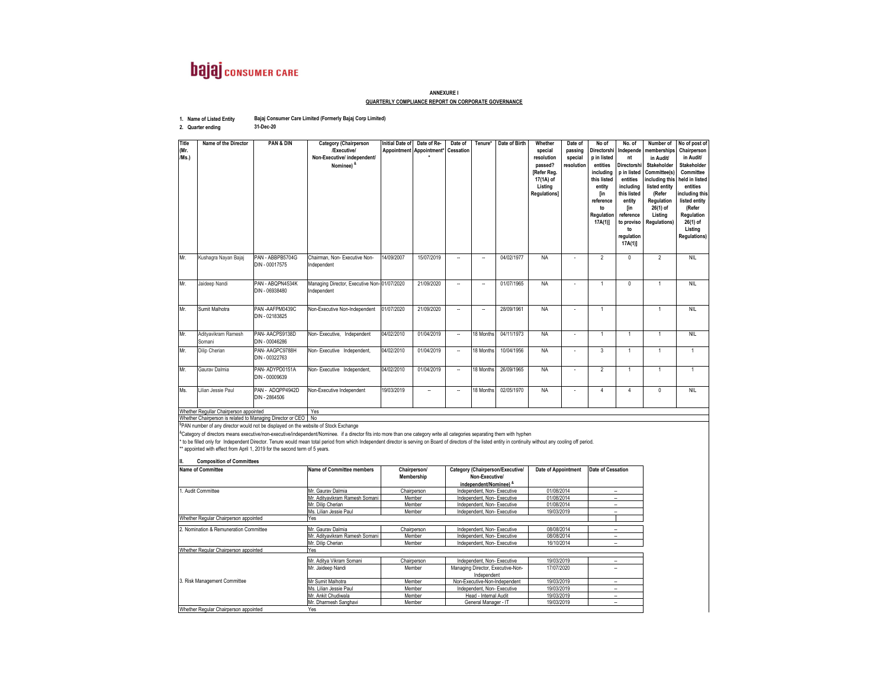**bajaj** CONSUMER CARE

**ANNEXURE I**

**QUARTERLY COMPLIANCE REPORT ON CORPORATE GOVERNANCE**

1. **Name of Listed Entity** **Bajaj Consumer Care Limited (Formerly Bajaj Corp Limited)**
2. **Quarter ending** **31-Dec-20**

| Title (Mr. /Ms.) | Name of the Director | PAN & DIN | Category (Chairperson /Executive/ Non-Executive/ independent/ Nominee) & | Initial Date of Appointment | Date of Re-Appointment* * | Date of Cessation | Tenure* | Date of Birth | Whether special resolution passed? [Refer Reg. 17(1A) of Listing Regulations] | Date of passing special resolution | No of Directorship in listed entities including this listed entity [in reference to Regulation 17A(1)] | No. of Independent Directorship in listed entities including this listed entity [in reference to proviso to regulation 17A(1)] | Number of memberships in Audit/ Stakeholder Committee(s) including this listed entity (Refer Regulation 26(1) of Listing Regulations) | No of post of Chairperson in Audit/ Stakeholder Committee held in listed entities including this listed entity (Refer Regulation 26(1) of Listing Regulations) |
|---|---|---|---|---|---|---|---|---|---|---|---|---|---|---|
| Mr. | Kushagra Nayan Bajaj | PAN - ABBPB5704G DIN - 00017575 | Chairman, Non- Executive Non-Independent | 14/09/2007 | 15/07/2019 | -- | -- | 04/02/1977 | NA | - | 2 | 0 | 2 | NIL |
| Mr. | Jaideep Nandi | PAN - ABQPN4534K DIN - 06938480 | Managing Director, Executive Non-Independent | 01/07/2020 | 21/09/2020 | -- | -- | 01/07/1965 | NA | - | 1 | 0 | 1 | NIL |
| Mr. | Sumit Malhotra | PAN -AAFPM0439C DIN - 02183825 | Non-Executive Non-Independent | 01/07/2020 | 21/09/2020 | -- | -- | 28/09/1961 | NA | - | 1 | | 1 | NIL |
| Mr. | Adityavikram Ramesh Somani | PAN- AACPS9138D DIN - 00046286 | Non- Executive, Independent | 04/02/2010 | 01/04/2019 | -- | 18 Months | 04/11/1973 | NA | - | 1 | 1 | 1 | NIL |
| Mr. | Dilip Cherian | PAN- AAGPC9788H DIN - 00322763 | Non- Executive Independent, | 04/02/2010 | 01/04/2019 | -- | 18 Months | 10/04/1956 | NA | - | 3 | 1 | 1 | 1 |
| Mr. | Gaurav Dalmia | PAN- ADYPD0151A DIN - 00009639 | Non- Executive Independent, | 04/02/2010 | 01/04/2019 | -- | 18 Months | 26/09/1965 | NA | - | 2 | 1 | 1 | 1 |
| Ms. | Lilian Jessie Paul | PAN - ADQPP4942D DIN - 2864506 | Non-Executive Independent | 19/03/2019 | -- | -- | 18 Months | 02/05/1970 | NA | - | 4 | 4 | 0 | NIL |
| Whether Regular Chairperson appointed | | | Yes | | | | | | | | | | | |
| Whether Chairperson is related to Managing Director or CEO | | | No | | | | | | | | | | | |

$PAN number of any director would not be displayed on the website of Stock Exchange

&Category of directors means executive/non-executive/independent/Nominee. if a director fits into more than one category write all categories separating them with hyphen

\* to be filled only for Independent Director. Tenure would mean total period from which Independent director is serving on Board of directors of the listed entity in continuity without any cooling off period.

\*\* appointed with effect from April 1, 2019 for the second term of 5 years.

## II. Composition of Committees

| Name of Committee | Name of Committee members | Chairperson/ Membership | Category (Chairperson/Executive/ Non-Executive/ independent/Nominee) & | Date of Appointment | Date of Cessation |
|---|---|---|---|---|---|
| 1. Audit Committee | Mr. Gaurav Dalmia | Chairperson | Independent, Non- Executive | 01/08/2014 | -- |
| | Mr. Adityavikram Ramesh Somani | Member | Independent, Non- Executive | 01/08/2014 | -- |
| | Mr. Dilip Cherian | Member | Independent, Non- Executive | 01/08/2014 | -- |
| | Ms. Lilian Jessie Paul | Member | Independent, Non- Executive | 19/03/2019 | -- |
| Whether Regular Chairperson appointed | Yes | | | | |
| 2. Nomination & Remuneration Committee | Mr. Gaurav Dalmia | Chairperson | Independent, Non- Executive | 08/08/2014 | -- |
| | Mr. Adityavikram Ramesh Somani | Member | Independent, Non- Executive | 08/08/2014 | -- |
| | Mr. Dilip Cherian | Member | Independent, Non- Executive | 16/10/2014 | -- |
| Whether Regular Chairperson appointed | Yes | | | | |
| 3. Risk Management Committee | Mr. Aditya Vikram Somani | Chairperson | Independent, Non- Executive | 19/03/2019 | -- |
| | Mr. Jaideep Nandi | Member | Managing Director, Executive-Non-Independent | 17/07/2020 | -- |
| | Mr Sumit Malhotra | Member | Non-Executive-Non-Independent | 19/03/2019 | -- |
| | Ms. Lilian Jessie Paul | Member | Independent, Non- Executive | 19/03/2019 | -- |
| | Mr. Ankit Chudiwala | Member | Head - Internal Audit | 19/03/2019 | -- |
| | Mr. Dharmesh Sanghavi | Member | General Manager - IT | 19/03/2019 | -- |
| Whether Regular Chairperson appointed | Yes | | | | |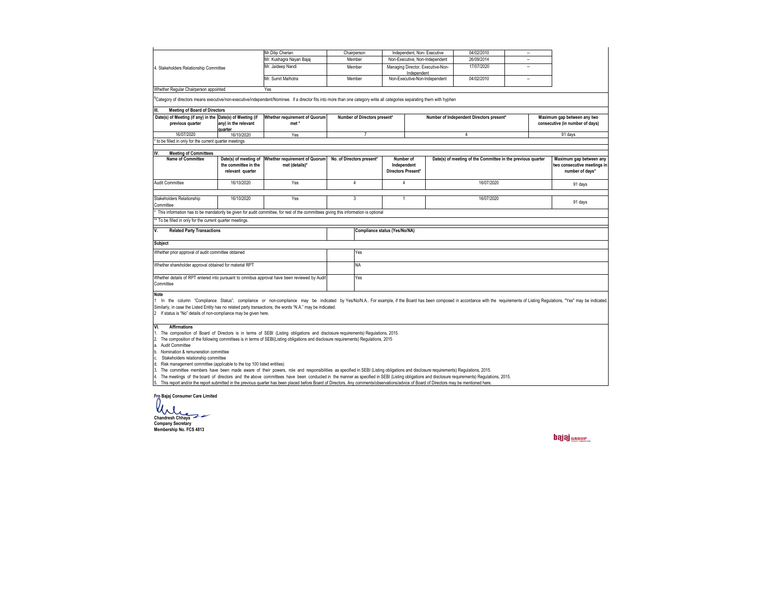| | | | | | |
|---|---|---|---|---|---|
| 4. Stakeholders Relationship Committee | Mr.Dilip Cherian | Chairperson | Independent, Non- Executive | 04/02/2010 | – |
| | Mr. Kushagra Nayan Bajaj | Member | Non-Executive, Non-Independent | 26/09/2014 | – |
| | Mr. Jaideep Nandi | Member | Managing Director, Executive-Non-Independent | 17/07/2020 | – |
| | Mr. Sumit Malhotra | Member | Non-Executive-Non-Independent | 04/02/2010 | – |
| Whether Regular Chairperson appointed | Yes | | | | |

[&]Category of directors means executive/non-executive/independent/Nominee. if a director fits into more than one category write all categories separating them with hyphen

## III. Meeting of Board of Directors

| Date(s) of Meeting (if any) in the previous quarter | Date(s) of Meeting (if any) in the relevant quarter | Whether requirement of Quorum met * | Number of Directors present* | Number of Independent Directors present* | Maximum gap between any two consecutive (in number of days) |
|---|---|---|---|---|---|
| 16/07/2020 | 16/10/2020 | Yes | 7 | 4 | 91 days |

* to be filled in only for the current quarter meetings

## IV. Meeting of Committees

| Name of Committee | Date(s) of meeting of the committee in the relevant quarter | Whether requirement of Quorum met (details)* | No. of Directors present* | Number of Independent Directors Present* | Date(s) of meeting of the Committee in the previous quarter | Maximum gap between any two consecutive meetings in number of days* |
|---|---|---|---|---|---|---|
| Audit Committee | 16/10/2020 | Yes | 4 | 4 | 16/07/2020 | 91 days |
| Stakeholders Relationship Committee | 16/10/2020 | Yes | 3 | 1 | 16/07/2020 | 91 days |

* This information has to be mandatorily be given for audit committee, for rest of the committees giving this information is optional

** To be filled in only for the current quarter meetings.

## V. Related Party Transactions

| Subject | Compliance status (Yes/No/NA) |
|---|---|
| Whether prior approval of audit committee obtained | Yes |
| Whether shareholder approval obtained for material RPT | NA |
| Whether details of RPT entered into pursuant to omnibus approval have been reviewed by Audit Committee | Yes |

**Note**

1 In the column "Compliance Status", compliance or non-compliance may be indicated by Yes/No/N.A.. For example, if the Board has been composed in accordance with the requirements of Listing Regulations, "Yes" may be indicated. Similarly, in case the Listed Entity has no related party transactions, the words "N.A." may be indicated.

2 If status is "No" details of non-compliance may be given here.

## VI. Affirmations

1. The composition of Board of Directors is in terms of SEBI (Listing obligations and disclosure requirements) Regulations, 2015.
2. The composition of the following committees is in terms of SEBI(Listing obligations and disclosure requirements) Regulations, 2015
   a. Audit Committee
   b. Nomination & remuneration committee
   c. Stakeholders relationship committee
   d. Risk management committee (applicable to the top 100 listed entities)
3. The committee members have been made aware of their powers, role and responsibilities as specified in SEBI (Listing obligations and disclosure requirements) Regulations, 2015.
4. The meetings of the board of directors and the above committees have been conducted in the manner as specified in SEBI (Listing obligations and disclosure requirements) Regulations, 2015.
5. This report and/or the report submitted in the previous quarter has been placed before Board of Directors. Any comments/observations/advice of Board of Directors may be mentioned here.

**Fro Bajaj Consumer Care Limited**

**Chandresh Chhaya**
**Company Secretary**
**Membership No. FCS 4813**